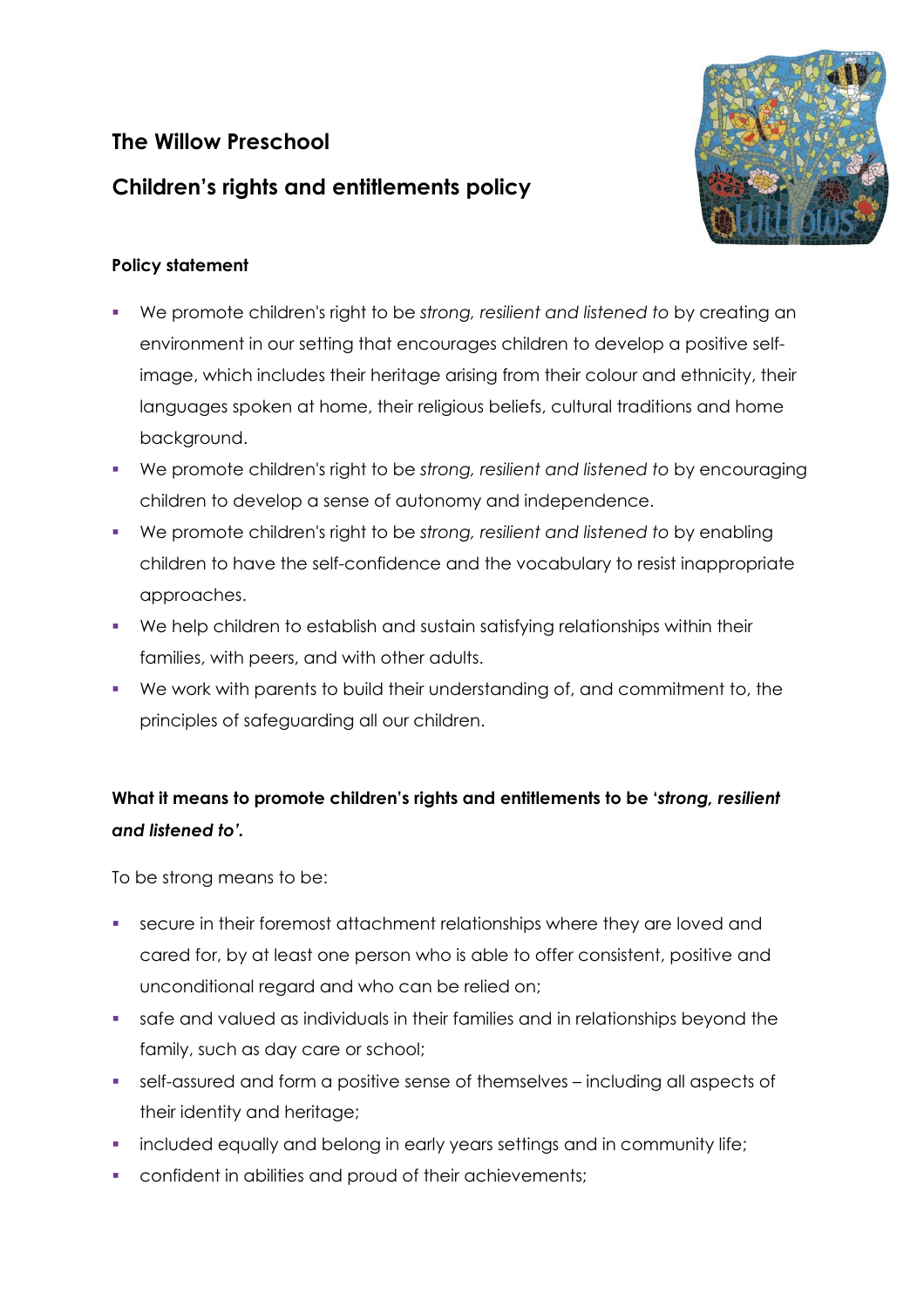# The Willow Preschool

## Children's rights and entitlements policy

### Policy statement

- We promote children's right to be *strong, resilient and listened to* by creating an environment in our setting that encourages children to develop a positive self-image, which includes their heritage arising from their colour and ethnicity, their languages spoken at home, their religious beliefs, cultural traditions and home background.
- We promote children's right to be *strong, resilient and listened to* by encouraging children to develop a sense of autonomy and independence.
- We promote children's right to be *strong, resilient and listened to* by enabling children to have the self-confidence and the vocabulary to resist inappropriate approaches.
- We help children to establish and sustain satisfying relationships within their families, with peers, and with other adults.
- We work with parents to build their understanding of, and commitment to, the principles of safeguarding all our children.

### What it means to promote children's rights and entitlements to be '*strong, resilient and listened to'*.

To be strong means to be:

- secure in their foremost attachment relationships where they are loved and cared for, by at least one person who is able to offer consistent, positive and unconditional regard and who can be relied on;
- safe and valued as individuals in their families and in relationships beyond the family, such as day care or school;
- self-assured and form a positive sense of themselves – including all aspects of their identity and heritage;
- included equally and belong in early years settings and in community life;
- confident in abilities and proud of their achievements;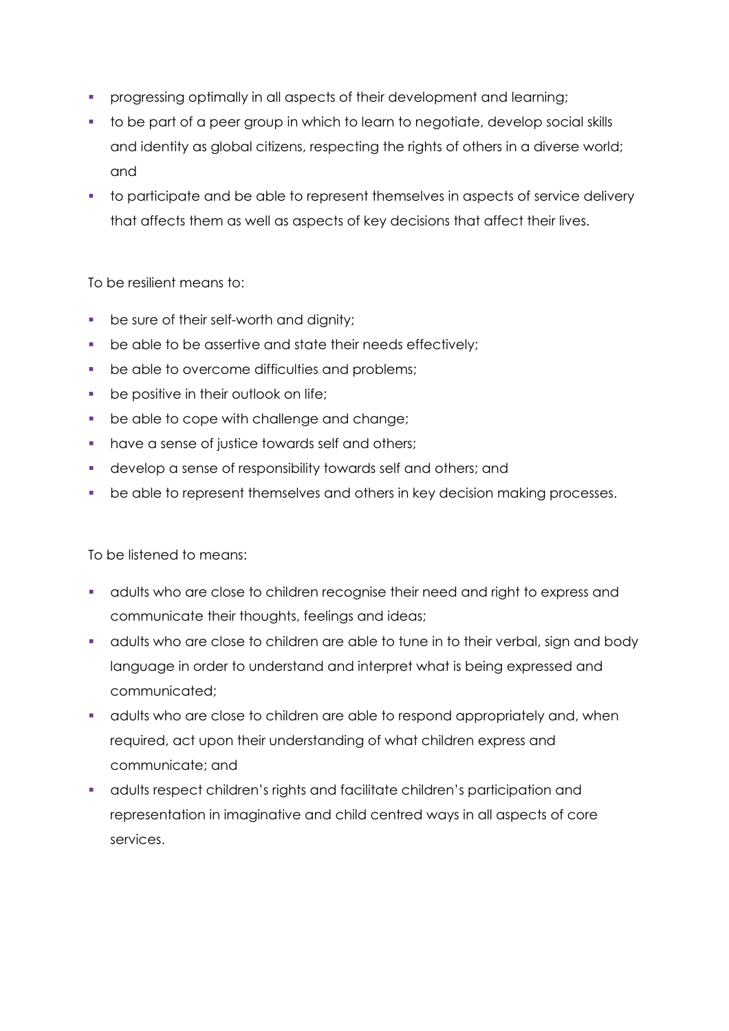- progressing optimally in all aspects of their development and learning;
- to be part of a peer group in which to learn to negotiate, develop social skills and identity as global citizens, respecting the rights of others in a diverse world; and
- to participate and be able to represent themselves in aspects of service delivery that affects them as well as aspects of key decisions that affect their lives.

To be resilient means to:

- be sure of their self-worth and dignity;
- be able to be assertive and state their needs effectively;
- be able to overcome difficulties and problems;
- be positive in their outlook on life;
- be able to cope with challenge and change;
- have a sense of justice towards self and others;
- develop a sense of responsibility towards self and others; and
- be able to represent themselves and others in key decision making processes.

To be listened to means:

- adults who are close to children recognise their need and right to express and communicate their thoughts, feelings and ideas;
- adults who are close to children are able to tune in to their verbal, sign and body language in order to understand and interpret what is being expressed and communicated;
- adults who are close to children are able to respond appropriately and, when required, act upon their understanding of what children express and communicate; and
- adults respect children's rights and facilitate children's participation and representation in imaginative and child centred ways in all aspects of core services.